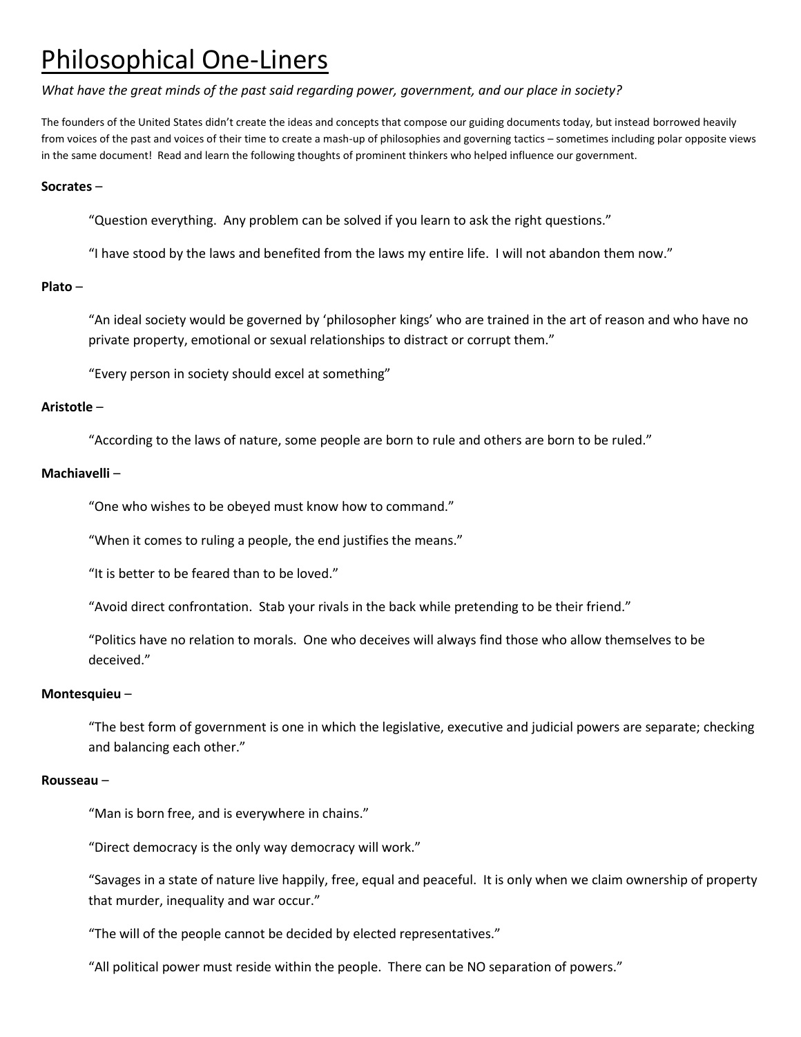# Philosophical One-Liners

*What have the great minds of the past said regarding power, government, and our place in society?*

The founders of the United States didn't create the ideas and concepts that compose our guiding documents today, but instead borrowed heavily from voices of the past and voices of their time to create a mash-up of philosophies and governing tactics – sometimes including polar opposite views in the same document! Read and learn the following thoughts of prominent thinkers who helped influence our government.

**Socrates** –

> "Question everything. Any problem can be solved if you learn to ask the right questions."
>
> "I have stood by the laws and benefited from the laws my entire life. I will not abandon them now."

**Plato** –

> "An ideal society would be governed by 'philosopher kings' who are trained in the art of reason and who have no private property, emotional or sexual relationships to distract or corrupt them."
>
> "Every person in society should excel at something"

**Aristotle** –

> "According to the laws of nature, some people are born to rule and others are born to be ruled."

**Machiavelli** –

> "One who wishes to be obeyed must know how to command."
>
> "When it comes to ruling a people, the end justifies the means."
>
> "It is better to be feared than to be loved."
>
> "Avoid direct confrontation. Stab your rivals in the back while pretending to be their friend."
>
> "Politics have no relation to morals. One who deceives will always find those who allow themselves to be deceived."

**Montesquieu** –

> "The best form of government is one in which the legislative, executive and judicial powers are separate; checking and balancing each other."

**Rousseau** –

> "Man is born free, and is everywhere in chains."
>
> "Direct democracy is the only way democracy will work."
>
> "Savages in a state of nature live happily, free, equal and peaceful. It is only when we claim ownership of property that murder, inequality and war occur."
>
> "The will of the people cannot be decided by elected representatives."
>
> "All political power must reside within the people. There can be NO separation of powers."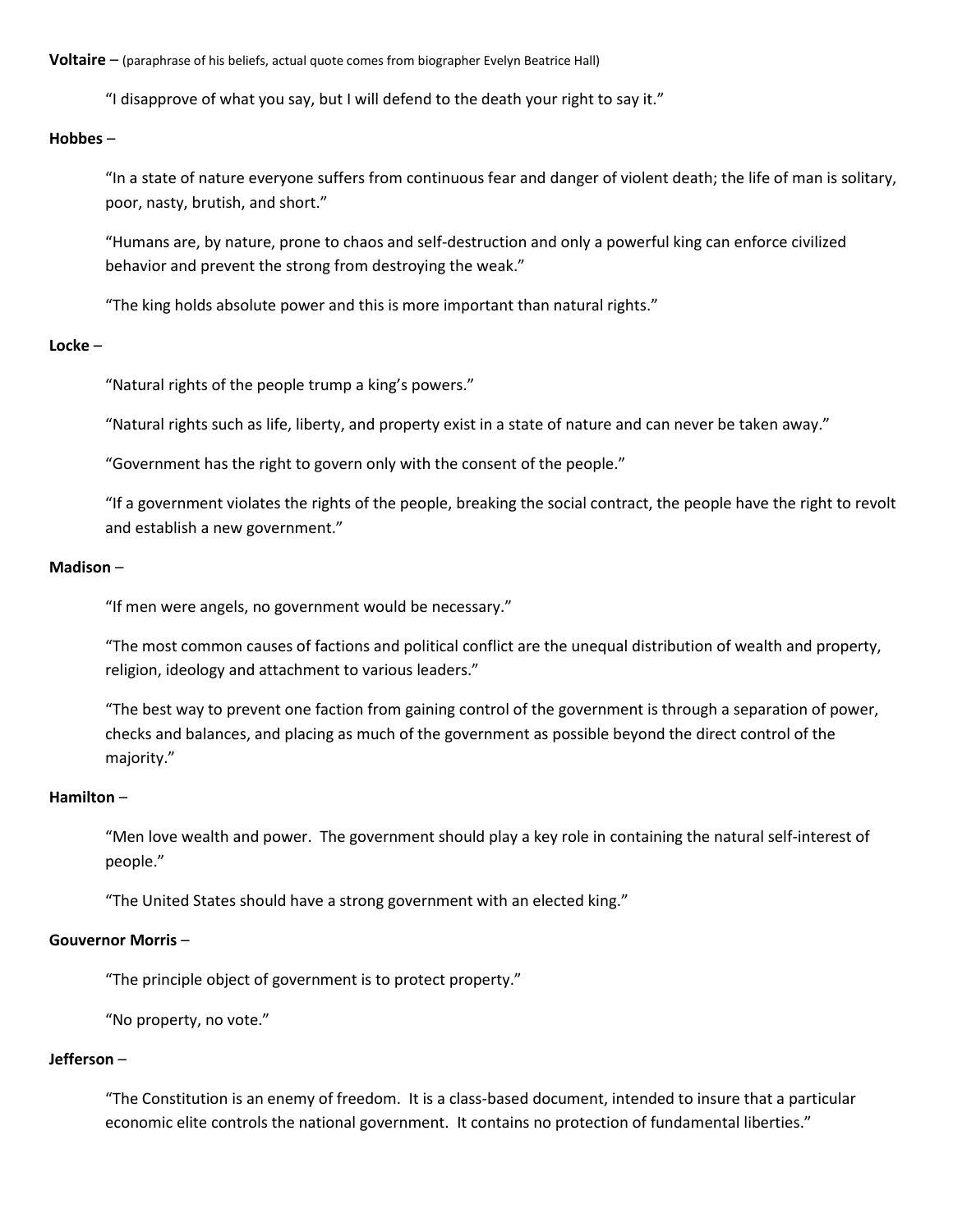**Voltaire** – (paraphrase of his beliefs, actual quote comes from biographer Evelyn Beatrice Hall)

> "I disapprove of what you say, but I will defend to the death your right to say it."

**Hobbes** –

> "In a state of nature everyone suffers from continuous fear and danger of violent death; the life of man is solitary, poor, nasty, brutish, and short."
>
> "Humans are, by nature, prone to chaos and self-destruction and only a powerful king can enforce civilized behavior and prevent the strong from destroying the weak."
>
> "The king holds absolute power and this is more important than natural rights."

**Locke** –

> "Natural rights of the people trump a king's powers."
>
> "Natural rights such as life, liberty, and property exist in a state of nature and can never be taken away."
>
> "Government has the right to govern only with the consent of the people."
>
> "If a government violates the rights of the people, breaking the social contract, the people have the right to revolt and establish a new government."

**Madison** –

> "If men were angels, no government would be necessary."
>
> "The most common causes of factions and political conflict are the unequal distribution of wealth and property, religion, ideology and attachment to various leaders."
>
> "The best way to prevent one faction from gaining control of the government is through a separation of power, checks and balances, and placing as much of the government as possible beyond the direct control of the majority."

**Hamilton** –

> "Men love wealth and power. The government should play a key role in containing the natural self-interest of people."
>
> "The United States should have a strong government with an elected king."

**Gouvernor Morris** –

> "The principle object of government is to protect property."
>
> "No property, no vote."

**Jefferson** –

> "The Constitution is an enemy of freedom. It is a class-based document, intended to insure that a particular economic elite controls the national government. It contains no protection of fundamental liberties."